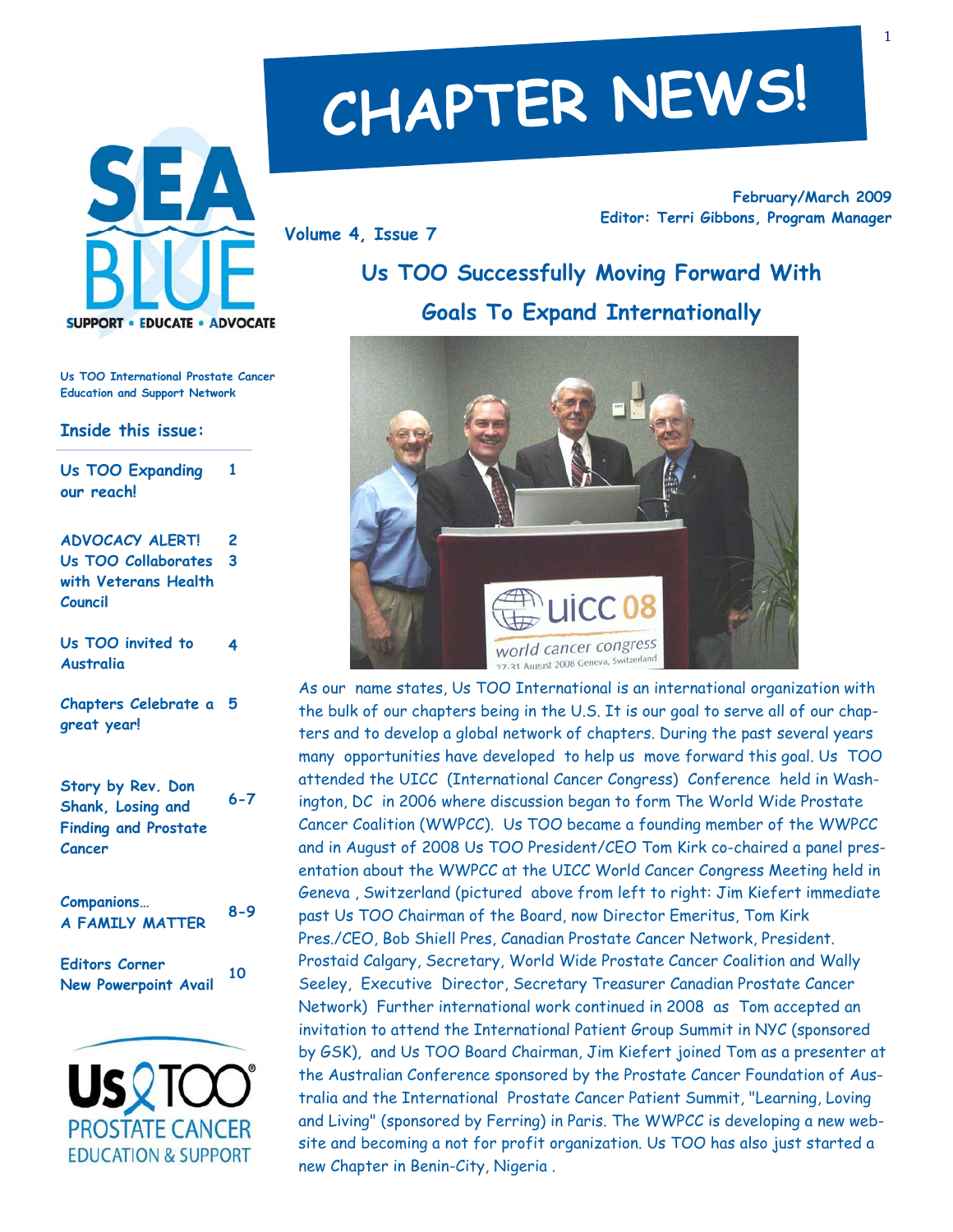# CHAPTER NEWS!

SEA BLUE
SUPPORT • EDUCATE • ADVOCATE

February/March 2009
Editor: Terri Gibbons, Program Manager

Volume 4, Issue 7

Us TOO International Prostate Cancer Education and Support Network

**Inside this issue:**

| | |
|---|---|
| Us TOO Expanding our reach! | 1 |
| ADVOCACY ALERT! | 2 |
| Us TOO Collaborates with Veterans Health Council | 3 |
| Us TOO invited to Australia | 4 |
| Chapters Celebrate a great year! | 5 |
| Story by Rev. Don Shank, Losing and Finding and Prostate Cancer | 6-7 |
| Companions… A FAMILY MATTER | 8-9 |
| Editors Corner / New Powerpoint Avail | 10 |

Us TOO PROSTATE CANCER EDUCATION & SUPPORT

## Us TOO Successfully Moving Forward With Goals To Expand Internationally

As our name states, Us TOO International is an international organization with the bulk of our chapters being in the U.S. It is our goal to serve all of our chapters and to develop a global network of chapters. During the past several years many opportunities have developed to help us move forward this goal. Us TOO attended the UICC (International Cancer Congress) Conference held in Washington, DC in 2006 where discussion began to form The World Wide Prostate Cancer Coalition (WWPCC). Us TOO became a founding member of the WWPCC and in August of 2008 Us TOO President/CEO Tom Kirk co-chaired a panel presentation about the WWPCC at the UICC World Cancer Congress Meeting held in Geneva , Switzerland (pictured above from left to right: Jim Kiefert immediate past Us TOO Chairman of the Board, now Director Emeritus, Tom Kirk Pres./CEO, Bob Shiell Pres, Canadian Prostate Cancer Network, President. Prostaid Calgary, Secretary, World Wide Prostate Cancer Coalition and Wally Seeley, Executive Director, Secretary Treasurer Canadian Prostate Cancer Network) Further international work continued in 2008 as Tom accepted an invitation to attend the International Patient Group Summit in NYC (sponsored by GSK), and Us TOO Board Chairman, Jim Kiefert joined Tom as a presenter at the Australian Conference sponsored by the Prostate Cancer Foundation of Australia and the International Prostate Cancer Patient Summit, "Learning, Loving and Living" (sponsored by Ferring) in Paris. The WWPCC is developing a new website and becoming a not for profit organization. Us TOO has also just started a new Chapter in Benin-City, Nigeria .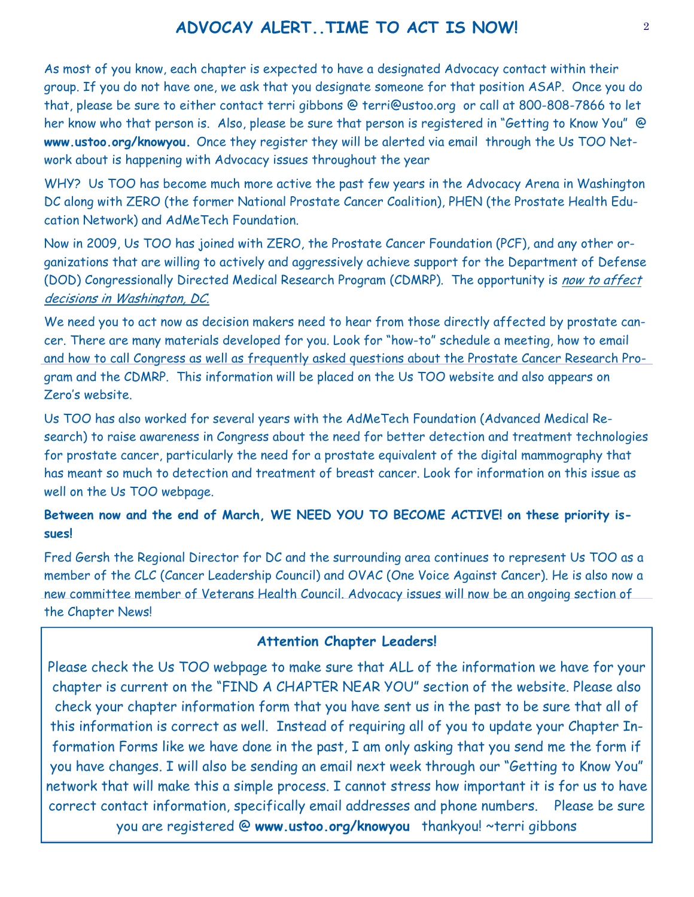# ADVOCAY ALERT..TIME TO ACT IS NOW!

As most of you know, each chapter is expected to have a designated Advocacy contact within their group. If you do not have one, we ask that you designate someone for that position ASAP. Once you do that, please be sure to either contact terri gibbons @ terri@ustoo.org or call at 800-808-7866 to let her know who that person is. Also, please be sure that person is registered in "Getting to Know You" @ **www.ustoo.org/knowyou.** Once they register they will be alerted via email through the Us TOO Network about is happening with Advocacy issues throughout the year

WHY? Us TOO has become much more active the past few years in the Advocacy Arena in Washington DC along with ZERO (the former National Prostate Cancer Coalition), PHEN (the Prostate Health Education Network) and AdMeTech Foundation.

Now in 2009, Us TOO has joined with ZERO, the Prostate Cancer Foundation (PCF), and any other organizations that are willing to actively and aggressively achieve support for the Department of Defense (DOD) Congressionally Directed Medical Research Program (CDMRP). The opportunity is *now to affect decisions in Washington, DC.*

We need you to act now as decision makers need to hear from those directly affected by prostate cancer. There are many materials developed for you. Look for "how-to" schedule a meeting, how to email and how to call Congress as well as frequently asked questions about the Prostate Cancer Research Program and the CDMRP. This information will be placed on the Us TOO website and also appears on Zero's website.

Us TOO has also worked for several years with the AdMeTech Foundation (Advanced Medical Research) to raise awareness in Congress about the need for better detection and treatment technologies for prostate cancer, particularly the need for a prostate equivalent of the digital mammography that has meant so much to detection and treatment of breast cancer. Look for information on this issue as well on the Us TOO webpage.

**Between now and the end of March, WE NEED YOU TO BECOME ACTIVE! on these priority issues!**

Fred Gersh the Regional Director for DC and the surrounding area continues to represent Us TOO as a member of the CLC (Cancer Leadership Council) and OVAC (One Voice Against Cancer). He is also now a new committee member of Veterans Health Council. Advocacy issues will now be an ongoing section of the Chapter News!

### Attention Chapter Leaders!

Please check the Us TOO webpage to make sure that ALL of the information we have for your chapter is current on the "FIND A CHAPTER NEAR YOU" section of the website. Please also check your chapter information form that you have sent us in the past to be sure that all of this information is correct as well. Instead of requiring all of you to update your Chapter Information Forms like we have done in the past, I am only asking that you send me the form if you have changes. I will also be sending an email next week through our "Getting to Know You" network that will make this a simple process. I cannot stress how important it is for us to have correct contact information, specifically email addresses and phone numbers. Please be sure you are registered @ **www.ustoo.org/knowyou** thankyou! ~terri gibbons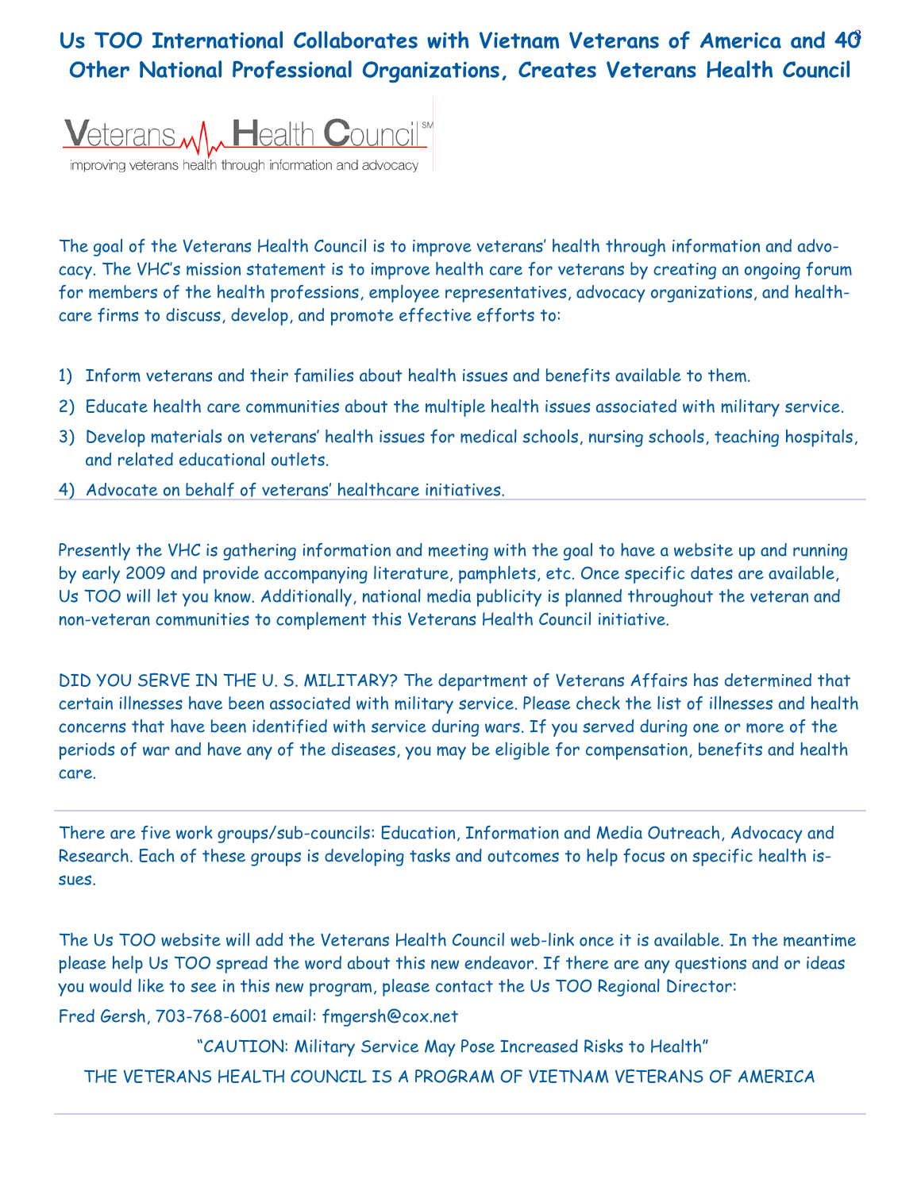# Us TOO International Collaborates with Vietnam Veterans of America and 40 Other National Professional Organizations, Creates Veterans Health Council

Veterans Health Council[SM]

improving veterans health through information and advocacy

The goal of the Veterans Health Council is to improve veterans' health through information and advocacy. The VHC's mission statement is to improve health care for veterans by creating an ongoing forum for members of the health professions, employee representatives, advocacy organizations, and health-care firms to discuss, develop, and promote effective efforts to:

1) Inform veterans and their families about health issues and benefits available to them.
2) Educate health care communities about the multiple health issues associated with military service.
3) Develop materials on veterans' health issues for medical schools, nursing schools, teaching hospitals, and related educational outlets.
4) Advocate on behalf of veterans' healthcare initiatives.

Presently the VHC is gathering information and meeting with the goal to have a website up and running by early 2009 and provide accompanying literature, pamphlets, etc. Once specific dates are available, Us TOO will let you know. Additionally, national media publicity is planned throughout the veteran and non-veteran communities to complement this Veterans Health Council initiative.

DID YOU SERVE IN THE U. S. MILITARY? The department of Veterans Affairs has determined that certain illnesses have been associated with military service. Please check the list of illnesses and health concerns that have been identified with service during wars. If you served during one or more of the periods of war and have any of the diseases, you may be eligible for compensation, benefits and health care.

There are five work groups/sub-councils: Education, Information and Media Outreach, Advocacy and Research. Each of these groups is developing tasks and outcomes to help focus on specific health issues.

The Us TOO website will add the Veterans Health Council web-link once it is available. In the meantime please help Us TOO spread the word about this new endeavor. If there are any questions and or ideas you would like to see in this new program, please contact the Us TOO Regional Director:

Fred Gersh, 703-768-6001 email: fmgersh@cox.net

"CAUTION: Military Service May Pose Increased Risks to Health"

THE VETERANS HEALTH COUNCIL IS A PROGRAM OF VIETNAM VETERANS OF AMERICA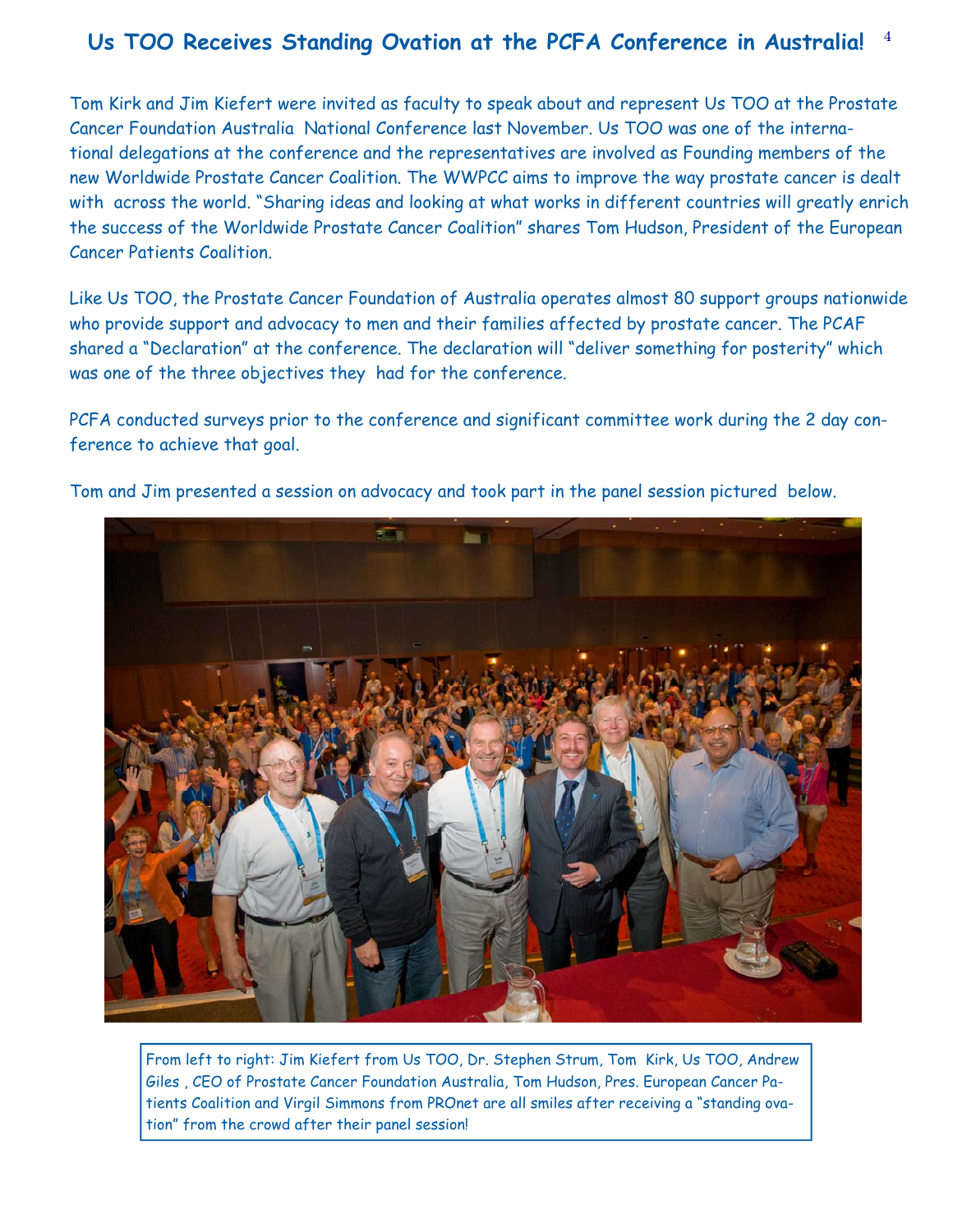## Us TOO Receives Standing Ovation at the PCFA Conference in Australia!

Tom Kirk and Jim Kiefert were invited as faculty to speak about and represent Us TOO at the Prostate Cancer Foundation Australia National Conference last November. Us TOO was one of the international delegations at the conference and the representatives are involved as Founding members of the new Worldwide Prostate Cancer Coalition. The WWPCC aims to improve the way prostate cancer is dealt with across the world. "Sharing ideas and looking at what works in different countries will greatly enrich the success of the Worldwide Prostate Cancer Coalition" shares Tom Hudson, President of the European Cancer Patients Coalition.

Like Us TOO, the Prostate Cancer Foundation of Australia operates almost 80 support groups nationwide who provide support and advocacy to men and their families affected by prostate cancer. The PCAF shared a "Declaration" at the conference. The declaration will "deliver something for posterity" which was one of the three objectives they had for the conference.

PCFA conducted surveys prior to the conference and significant committee work during the 2 day conference to achieve that goal.

Tom and Jim presented a session on advocacy and took part in the panel session pictured below.

From left to right: Jim Kiefert from Us TOO, Dr. Stephen Strum, Tom Kirk, Us TOO, Andrew Giles , CEO of Prostate Cancer Foundation Australia, Tom Hudson, Pres. European Cancer Patients Coalition and Virgil Simmons from PROnet are all smiles after receiving a "standing ovation" from the crowd after their panel session!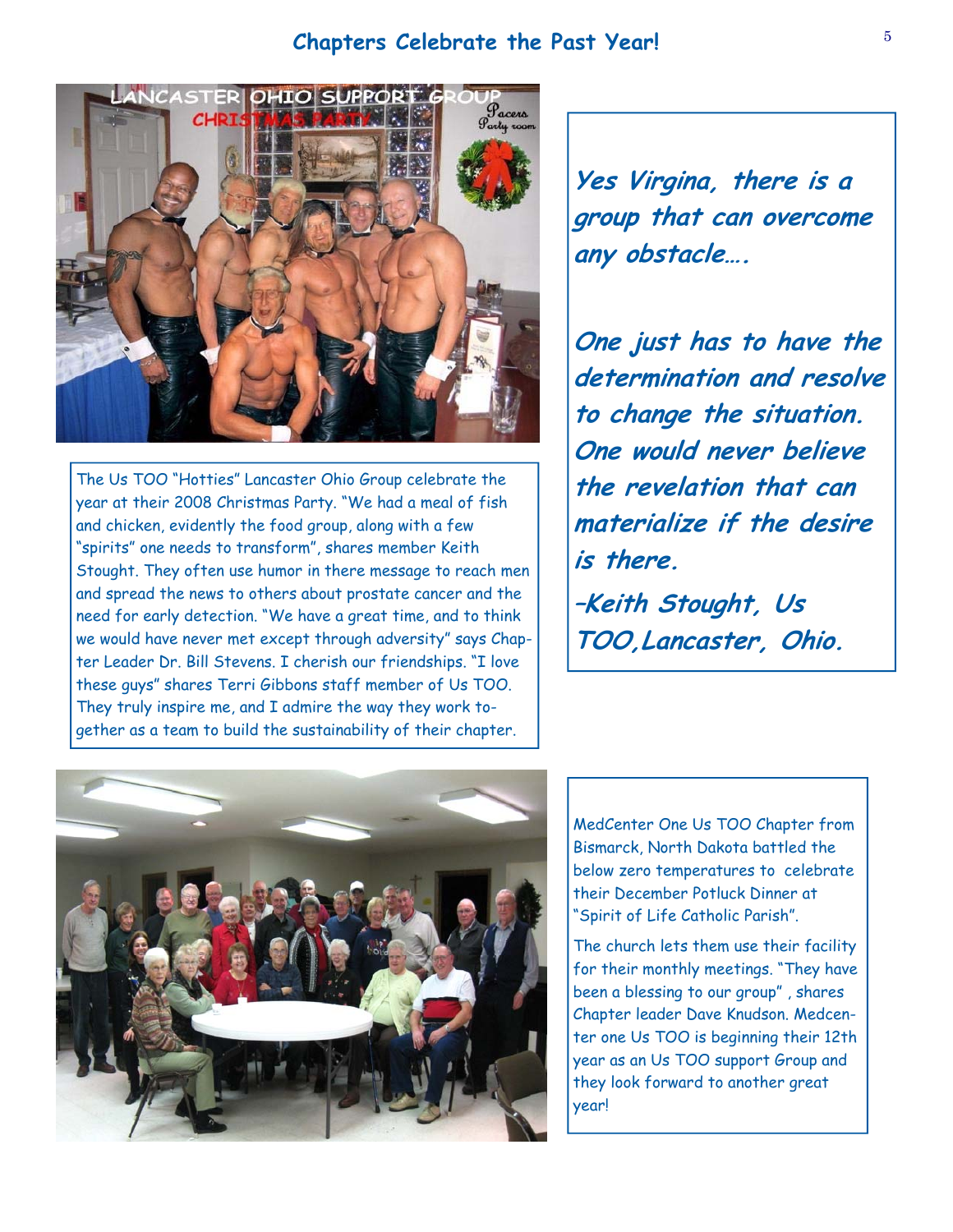## Chapters Celebrate the Past Year!

The Us TOO "Hotties" Lancaster Ohio Group celebrate the year at their 2008 Christmas Party. "We had a meal of fish and chicken, evidently the food group, along with a few "spirits" one needs to transform", shares member Keith Stought. They often use humor in there message to reach men and spread the news to others about prostate cancer and the need for early detection. "We have a great time, and to think we would have never met except through adversity" says Chapter Leader Dr. Bill Stevens. I cherish our friendships. "I love these guys" shares Terri Gibbons staff member of Us TOO. They truly inspire me, and I admire the way they work together as a team to build the sustainability of their chapter.

***Yes Virgina, there is a group that can overcome any obstacle….***

***One just has to have the determination and resolve to change the situation. One would never believe the revelation that can materialize if the desire is there.***

***–Keith Stought, Us TOO,Lancaster, Ohio.***

MedCenter One Us TOO Chapter from Bismarck, North Dakota battled the below zero temperatures to celebrate their December Potluck Dinner at "Spirit of Life Catholic Parish".

The church lets them use their facility for their monthly meetings. "They have been a blessing to our group" , shares Chapter leader Dave Knudson. Medcenter one Us TOO is beginning their 12th year as an Us TOO support Group and they look forward to another great year!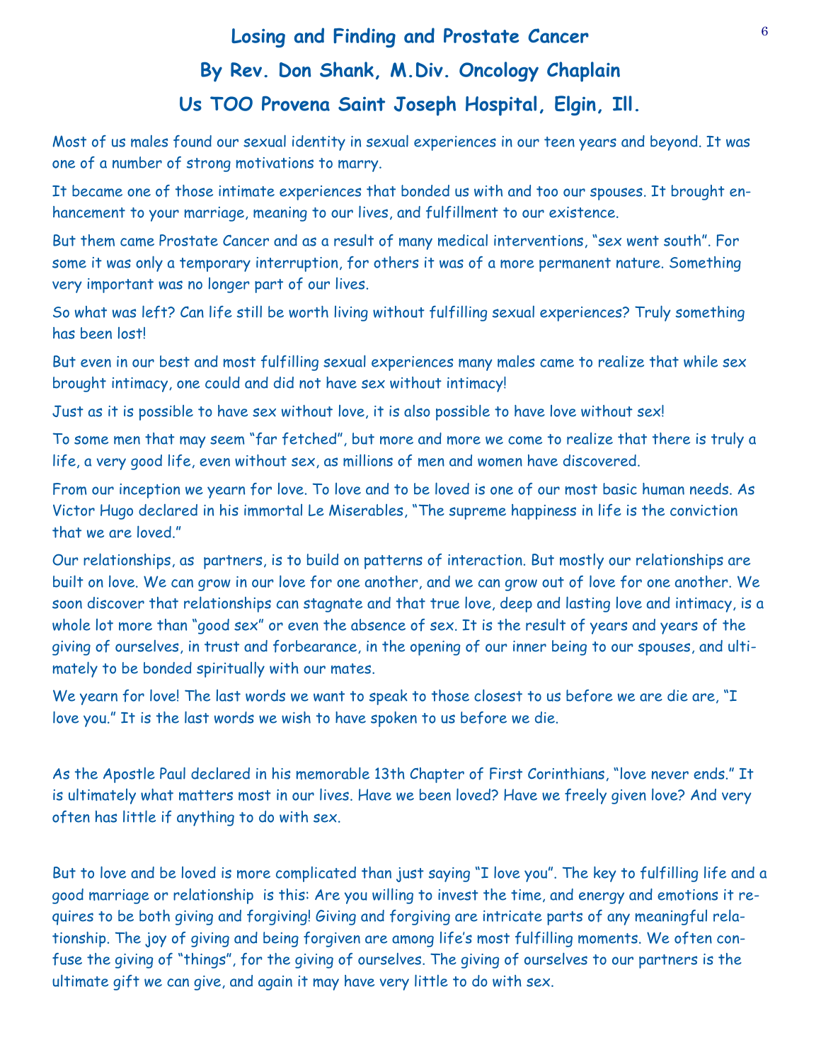# Losing and Finding and Prostate Cancer

## By Rev. Don Shank, M.Div. Oncology Chaplain

## Us TOO Provena Saint Joseph Hospital, Elgin, Ill.

Most of us males found our sexual identity in sexual experiences in our teen years and beyond. It was one of a number of strong motivations to marry.

It became one of those intimate experiences that bonded us with and too our spouses. It brought enhancement to your marriage, meaning to our lives, and fulfillment to our existence.

But them came Prostate Cancer and as a result of many medical interventions, "sex went south". For some it was only a temporary interruption, for others it was of a more permanent nature. Something very important was no longer part of our lives.

So what was left? Can life still be worth living without fulfilling sexual experiences? Truly something has been lost!

But even in our best and most fulfilling sexual experiences many males came to realize that while sex brought intimacy, one could and did not have sex without intimacy!

Just as it is possible to have sex without love, it is also possible to have love without sex!

To some men that may seem "far fetched", but more and more we come to realize that there is truly a life, a very good life, even without sex, as millions of men and women have discovered.

From our inception we yearn for love. To love and to be loved is one of our most basic human needs. As Victor Hugo declared in his immortal Le Miserables, "The supreme happiness in life is the conviction that we are loved."

Our relationships, as partners, is to build on patterns of interaction. But mostly our relationships are built on love. We can grow in our love for one another, and we can grow out of love for one another. We soon discover that relationships can stagnate and that true love, deep and lasting love and intimacy, is a whole lot more than "good sex" or even the absence of sex. It is the result of years and years of the giving of ourselves, in trust and forbearance, in the opening of our inner being to our spouses, and ultimately to be bonded spiritually with our mates.

We yearn for love! The last words we want to speak to those closest to us before we are die are, "I love you." It is the last words we wish to have spoken to us before we die.

As the Apostle Paul declared in his memorable 13th Chapter of First Corinthians, "love never ends." It is ultimately what matters most in our lives. Have we been loved? Have we freely given love? And very often has little if anything to do with sex.

But to love and be loved is more complicated than just saying "I love you". The key to fulfilling life and a good marriage or relationship is this: Are you willing to invest the time, and energy and emotions it requires to be both giving and forgiving! Giving and forgiving are intricate parts of any meaningful relationship. The joy of giving and being forgiven are among life's most fulfilling moments. We often confuse the giving of "things", for the giving of ourselves. The giving of ourselves to our partners is the ultimate gift we can give, and again it may have very little to do with sex.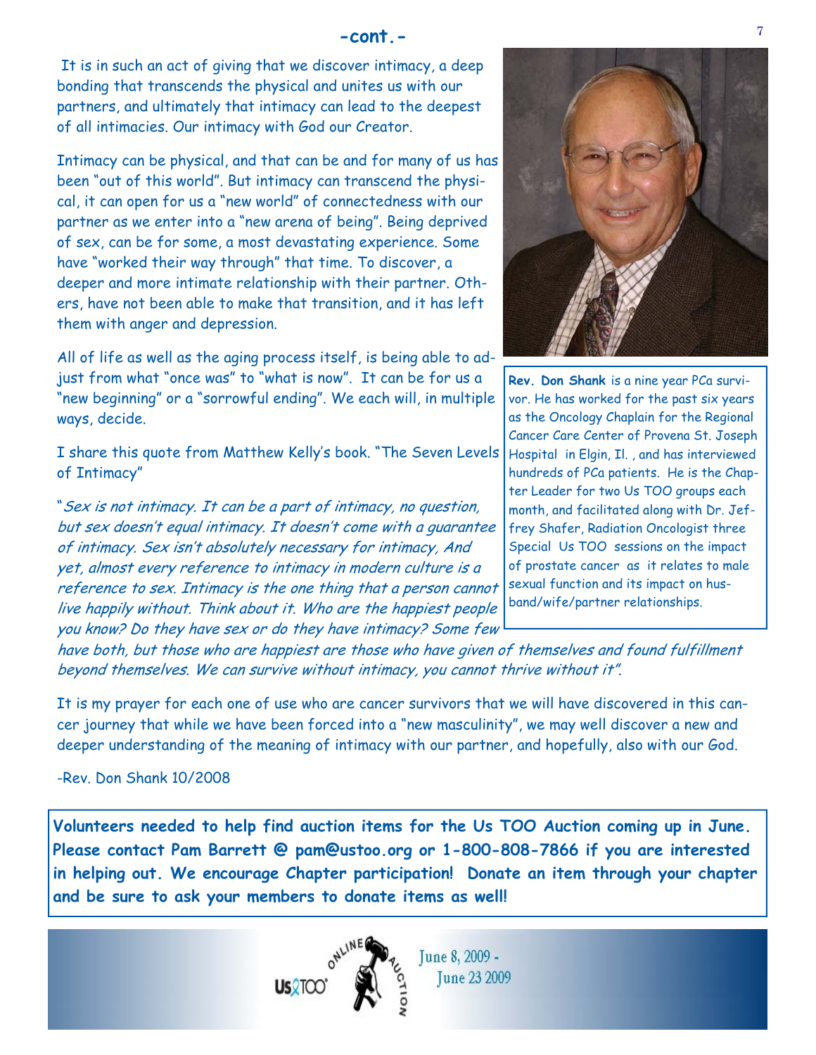## -cont.-

It is in such an act of giving that we discover intimacy, a deep bonding that transcends the physical and unites us with our partners, and ultimately that intimacy can lead to the deepest of all intimacies. Our intimacy with God our Creator.

Intimacy can be physical, and that can be and for many of us has been "out of this world". But intimacy can transcend the physical, it can open for us a "new world" of connectedness with our partner as we enter into a "new arena of being". Being deprived of sex, can be for some, a most devastating experience. Some have "worked their way through" that time. To discover, a deeper and more intimate relationship with their partner. Others, have not been able to make that transition, and it has left them with anger and depression.

All of life as well as the aging process itself, is being able to adjust from what "once was" to "what is now". It can be for us a "new beginning" or a "sorrowful ending". We each will, in multiple ways, decide.

I share this quote from Matthew Kelly's book. "The Seven Levels of Intimacy"

"*Sex is not intimacy. It can be a part of intimacy, no question, but sex doesn't equal intimacy. It doesn't come with a guarantee of intimacy. Sex isn't absolutely necessary for intimacy, And yet, almost every reference to intimacy in modern culture is a reference to sex. Intimacy is the one thing that a person cannot live happily without. Think about it. Who are the happiest people you know? Do they have sex or do they have intimacy? Some few have both, but those who are happiest are those who have given of themselves and found fulfillment beyond themselves. We can survive without intimacy, you cannot thrive without it".*

It is my prayer for each one of use who are cancer survivors that we will have discovered in this cancer journey that while we have been forced into a "new masculinity", we may well discover a new and deeper understanding of the meaning of intimacy with our partner, and hopefully, also with our God.

-Rev. Don Shank 10/2008

**Rev. Don Shank** is a nine year PCa survivor. He has worked for the past six years as the Oncology Chaplain for the Regional Cancer Care Center of Provena St. Joseph Hospital in Elgin, Il. , and has interviewed hundreds of PCa patients. He is the Chapter Leader for two Us TOO groups each month, and facilitated along with Dr. Jeffrey Shafer, Radiation Oncologist three Special Us TOO sessions on the impact of prostate cancer as it relates to male sexual function and its impact on husband/wife/partner relationships.

**Volunteers needed to help find auction items for the Us TOO Auction coming up in June. Please contact Pam Barrett @ pam@ustoo.org or 1-800-808-7866 if you are interested in helping out. We encourage Chapter participation! Donate an item through your chapter and be sure to ask your members to donate items as well!**

Us TOO Online Auction June 8, 2009 - June 23 2009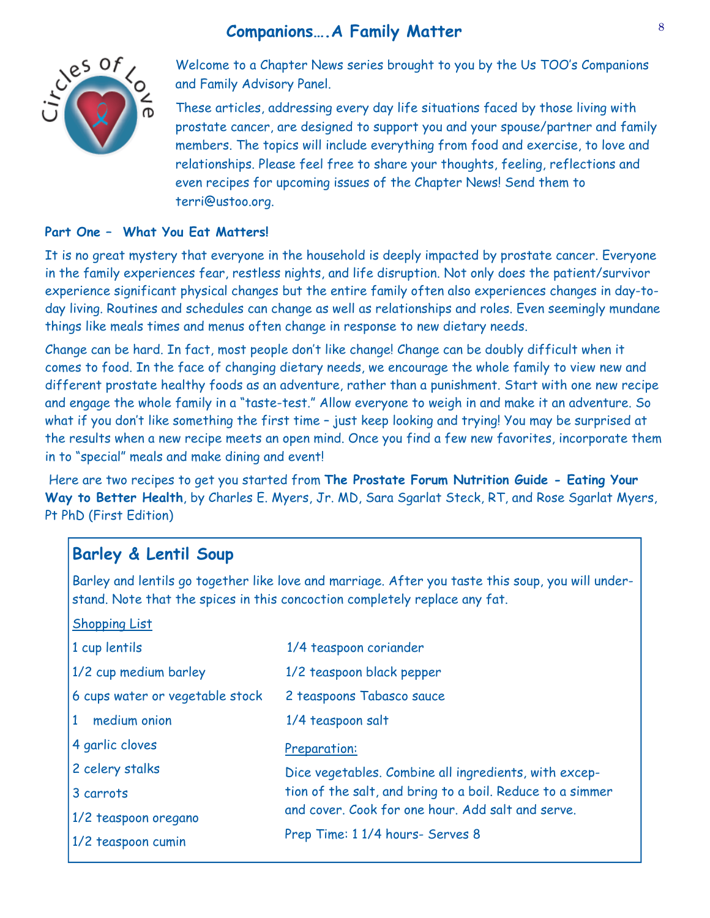# Companions….A Family Matter

Welcome to a Chapter News series brought to you by the Us TOO's Companions and Family Advisory Panel.

These articles, addressing every day life situations faced by those living with prostate cancer, are designed to support you and your spouse/partner and family members. The topics will include everything from food and exercise, to love and relationships. Please feel free to share your thoughts, feeling, reflections and even recipes for upcoming issues of the Chapter News! Send them to terri@ustoo.org.

**Part One – What You Eat Matters!**

It is no great mystery that everyone in the household is deeply impacted by prostate cancer. Everyone in the family experiences fear, restless nights, and life disruption. Not only does the patient/survivor experience significant physical changes but the entire family often also experiences changes in day-to-day living. Routines and schedules can change as well as relationships and roles. Even seemingly mundane things like meals times and menus often change in response to new dietary needs.

Change can be hard. In fact, most people don't like change! Change can be doubly difficult when it comes to food. In the face of changing dietary needs, we encourage the whole family to view new and different prostate healthy foods as an adventure, rather than a punishment. Start with one new recipe and engage the whole family in a "taste-test." Allow everyone to weigh in and make it an adventure. So what if you don't like something the first time – just keep looking and trying! You may be surprised at the results when a new recipe meets an open mind. Once you find a few new favorites, incorporate them in to "special" meals and make dining and event!

Here are two recipes to get you started from **The Prostate Forum Nutrition Guide - Eating Your Way to Better Health**, by Charles E. Myers, Jr. MD, Sara Sgarlat Steck, RT, and Rose Sgarlat Myers, Pt PhD (First Edition)

## Barley & Lentil Soup

Barley and lentils go together like love and marriage. After you taste this soup, you will understand. Note that the spices in this concoction completely replace any fat.

Shopping List

- 1 cup lentils
- 1/2 cup medium barley
- 6 cups water or vegetable stock
- 1 medium onion
- 4 garlic cloves
- 2 celery stalks
- 3 carrots
- 1/2 teaspoon oregano
- 1/2 teaspoon cumin
- 1/4 teaspoon coriander
- 1/2 teaspoon black pepper
- 2 teaspoons Tabasco sauce
- 1/4 teaspoon salt

Preparation:

Dice vegetables. Combine all ingredients, with exception of the salt, and bring to a boil. Reduce to a simmer and cover. Cook for one hour. Add salt and serve.

Prep Time: 1 1/4 hours- Serves 8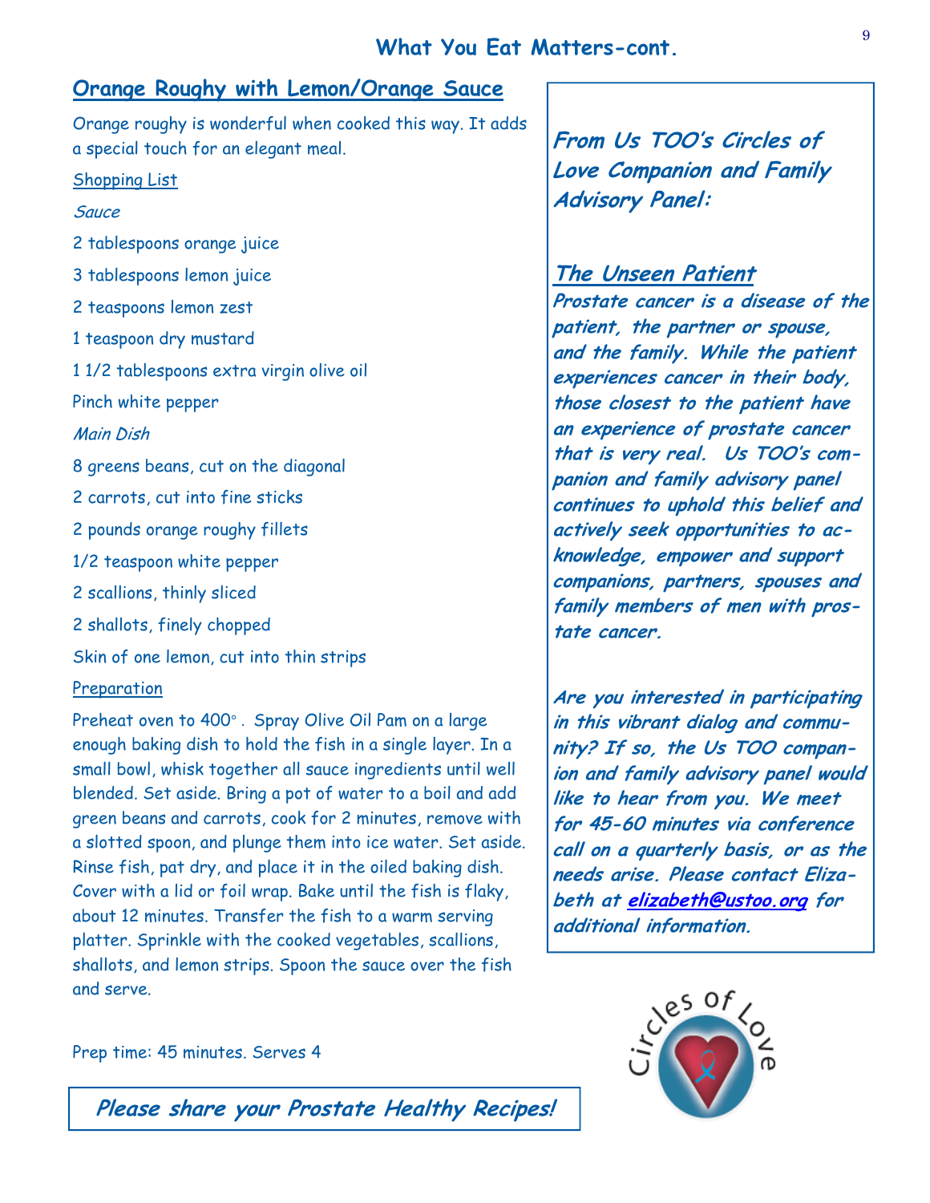## What You Eat Matters-cont.

### Orange Roughy with Lemon/Orange Sauce

Orange roughy is wonderful when cooked this way. It adds a special touch for an elegant meal.

Shopping List

*Sauce*

2 tablespoons orange juice

3 tablespoons lemon juice

2 teaspoons lemon zest

1 teaspoon dry mustard

1 1/2 tablespoons extra virgin olive oil

Pinch white pepper

*Main Dish*

8 greens beans, cut on the diagonal

2 carrots, cut into fine sticks

2 pounds orange roughy fillets

1/2 teaspoon white pepper

2 scallions, thinly sliced

2 shallots, finely chopped

Skin of one lemon, cut into thin strips

Preparation

Preheat oven to 400°. Spray Olive Oil Pam on a large enough baking dish to hold the fish in a single layer. In a small bowl, whisk together all sauce ingredients until well blended. Set aside. Bring a pot of water to a boil and add green beans and carrots, cook for 2 minutes, remove with a slotted spoon, and plunge them into ice water. Set aside. Rinse fish, pat dry, and place it in the oiled baking dish. Cover with a lid or foil wrap. Bake until the fish is flaky, about 12 minutes. Transfer the fish to a warm serving platter. Sprinkle with the cooked vegetables, scallions, shallots, and lemon strips. Spoon the sauce over the fish and serve.

Prep time: 45 minutes. Serves 4

***Please share your Prostate Healthy Recipes!***

***From Us TOO's Circles of Love Companion and Family Advisory Panel:***

### *The Unseen Patient*

***Prostate cancer is a disease of the patient, the partner or spouse, and the family. While the patient experiences cancer in their body, those closest to the patient have an experience of prostate cancer that is very real. Us TOO's companion and family advisory panel continues to uphold this belief and actively seek opportunities to acknowledge, empower and support companions, partners, spouses and family members of men with prostate cancer.***

***Are you interested in participating in this vibrant dialog and community? If so, the Us TOO companion and family advisory panel would like to hear from you. We meet for 45-60 minutes via conference call on a quarterly basis, or as the needs arise. Please contact Elizabeth at elizabeth@ustoo.org for additional information.***

Circles of Love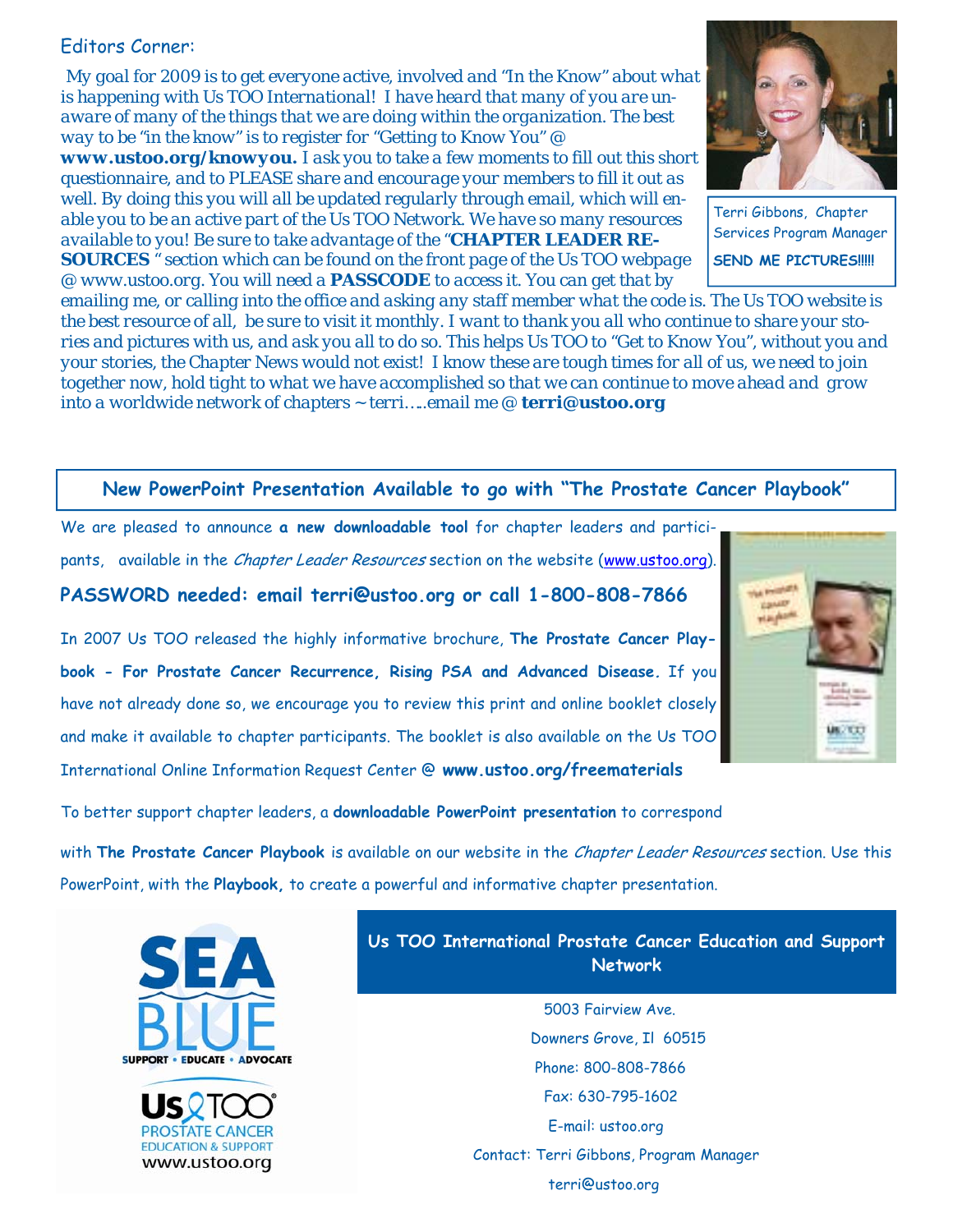## Editors Corner:

My goal for 2009 is to get everyone active, involved and "In the Know" about what is happening with Us TOO International! I have heard that many of you are unaware of many of the things that we are doing within the organization. The best way to be "in the know" is to register for "Getting to Know You" @ **www.ustoo.org/knowyou.** I ask you to take a few moments to fill out this short questionnaire, and to PLEASE share and encourage your members to fill it out as well. By doing this you will all be updated regularly through email, which will enable you to be an active part of the Us TOO Network. We have so many resources available to you! Be sure to take advantage of the "**CHAPTER LEADER RESOURCES** " section which can be found on the front page of the Us TOO webpage @ www.ustoo.org. You will need a **PASSCODE** to access it. You can get that by emailing me, or calling into the office and asking any staff member what the code is. The Us TOO website is the best resource of all, be sure to visit it monthly. I want to thank you all who continue to share your stories and pictures with us, and ask you all to do so. This helps Us TOO to "Get to Know You", without you and your stories, the Chapter News would not exist! I know these are tough times for all of us, we need to join together now, hold tight to what we have accomplished so that we can continue to move ahead and grow into a worldwide network of chapters ~ terri…..email me @ **terri@ustoo.org**

Terri Gibbons, Chapter Services Program Manager

**SEND ME PICTURES!!!!!**

## New PowerPoint Presentation Available to go with "The Prostate Cancer Playbook"

We are pleased to announce **a new downloadable tool** for chapter leaders and participants, available in the *Chapter Leader Resources* section on the website (www.ustoo.org).

**PASSWORD needed: email terri@ustoo.org or call 1-800-808-7866**

In 2007 Us TOO released the highly informative brochure, **The Prostate Cancer Playbook - For Prostate Cancer Recurrence, Rising PSA and Advanced Disease.** If you have not already done so, we encourage you to review this print and online booklet closely and make it available to chapter participants. The booklet is also available on the Us TOO International Online Information Request Center @ **www.ustoo.org/freematerials**

To better support chapter leaders, a **downloadable PowerPoint presentation** to correspond with **The Prostate Cancer Playbook** is available on our website in the *Chapter Leader Resources* section. Use this PowerPoint, with the **Playbook,** to create a powerful and informative chapter presentation.

SEA BLUE
SUPPORT • EDUCATE • ADVOCATE

Us TOO
PROSTATE CANCER EDUCATION & SUPPORT
www.ustoo.org

**Us TOO International Prostate Cancer Education and Support Network**

5003 Fairview Ave.
Downers Grove, Il 60515
Phone: 800-808-7866
Fax: 630-795-1602
E-mail: ustoo.org
Contact: Terri Gibbons, Program Manager
terri@ustoo.org